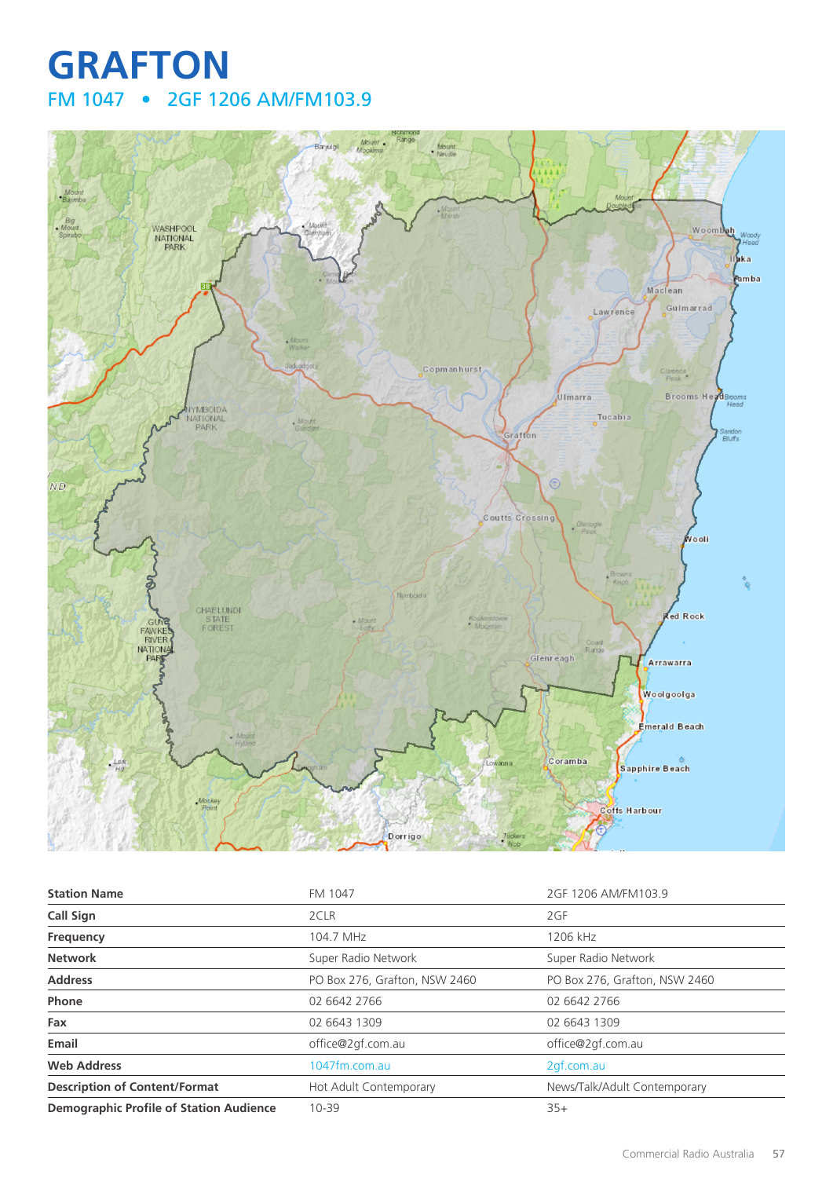# GRAFTON

## FM 1047 • 2GF 1206 AM/FM103.9

| Station Name | FM 1047 | 2GF 1206 AM/FM103.9 |
|---|---|---|
| Call Sign | 2CLR | 2GF |
| Frequency | 104.7 MHz | 1206 kHz |
| Network | Super Radio Network | Super Radio Network |
| Address | PO Box 276, Grafton, NSW 2460 | PO Box 276, Grafton, NSW 2460 |
| Phone | 02 6642 2766 | 02 6642 2766 |
| Fax | 02 6643 1309 | 02 6643 1309 |
| Email | office@2gf.com.au | office@2gf.com.au |
| Web Address | 1047fm.com.au | 2gf.com.au |
| Description of Content/Format | Hot Adult Contemporary | News/Talk/Adult Contemporary |
| Demographic Profile of Station Audience | 10-39 | 35+ |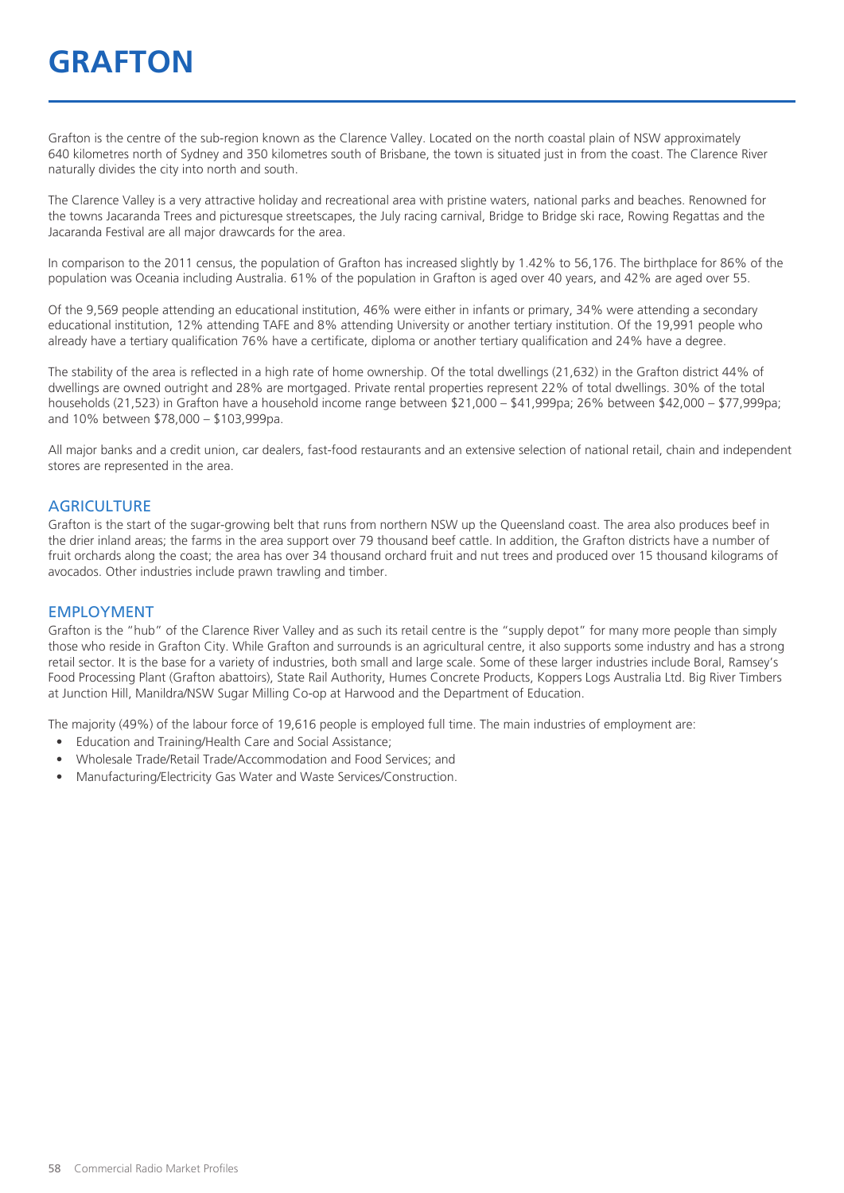# GRAFTON

Grafton is the centre of the sub-region known as the Clarence Valley. Located on the north coastal plain of NSW approximately 640 kilometres north of Sydney and 350 kilometres south of Brisbane, the town is situated just in from the coast. The Clarence River naturally divides the city into north and south.

The Clarence Valley is a very attractive holiday and recreational area with pristine waters, national parks and beaches. Renowned for the towns Jacaranda Trees and picturesque streetscapes, the July racing carnival, Bridge to Bridge ski race, Rowing Regattas and the Jacaranda Festival are all major drawcards for the area.

In comparison to the 2011 census, the population of Grafton has increased slightly by 1.42% to 56,176. The birthplace for 86% of the population was Oceania including Australia. 61% of the population in Grafton is aged over 40 years, and 42% are aged over 55.

Of the 9,569 people attending an educational institution, 46% were either in infants or primary, 34% were attending a secondary educational institution, 12% attending TAFE and 8% attending University or another tertiary institution. Of the 19,991 people who already have a tertiary qualification 76% have a certificate, diploma or another tertiary qualification and 24% have a degree.

The stability of the area is reflected in a high rate of home ownership. Of the total dwellings (21,632) in the Grafton district 44% of dwellings are owned outright and 28% are mortgaged. Private rental properties represent 22% of total dwellings. 30% of the total households (21,523) in Grafton have a household income range between $21,000 – $41,999pa; 26% between $42,000 – $77,999pa; and 10% between $78,000 – $103,999pa.

All major banks and a credit union, car dealers, fast-food restaurants and an extensive selection of national retail, chain and independent stores are represented in the area.

## AGRICULTURE

Grafton is the start of the sugar-growing belt that runs from northern NSW up the Queensland coast. The area also produces beef in the drier inland areas; the farms in the area support over 79 thousand beef cattle. In addition, the Grafton districts have a number of fruit orchards along the coast; the area has over 34 thousand orchard fruit and nut trees and produced over 15 thousand kilograms of avocados. Other industries include prawn trawling and timber.

## EMPLOYMENT

Grafton is the "hub" of the Clarence River Valley and as such its retail centre is the "supply depot" for many more people than simply those who reside in Grafton City. While Grafton and surrounds is an agricultural centre, it also supports some industry and has a strong retail sector. It is the base for a variety of industries, both small and large scale. Some of these larger industries include Boral, Ramsey's Food Processing Plant (Grafton abattoirs), State Rail Authority, Humes Concrete Products, Koppers Logs Australia Ltd. Big River Timbers at Junction Hill, Manildra/NSW Sugar Milling Co-op at Harwood and the Department of Education.

The majority (49%) of the labour force of 19,616 people is employed full time. The main industries of employment are:

- Education and Training/Health Care and Social Assistance;
- Wholesale Trade/Retail Trade/Accommodation and Food Services; and
- Manufacturing/Electricity Gas Water and Waste Services/Construction.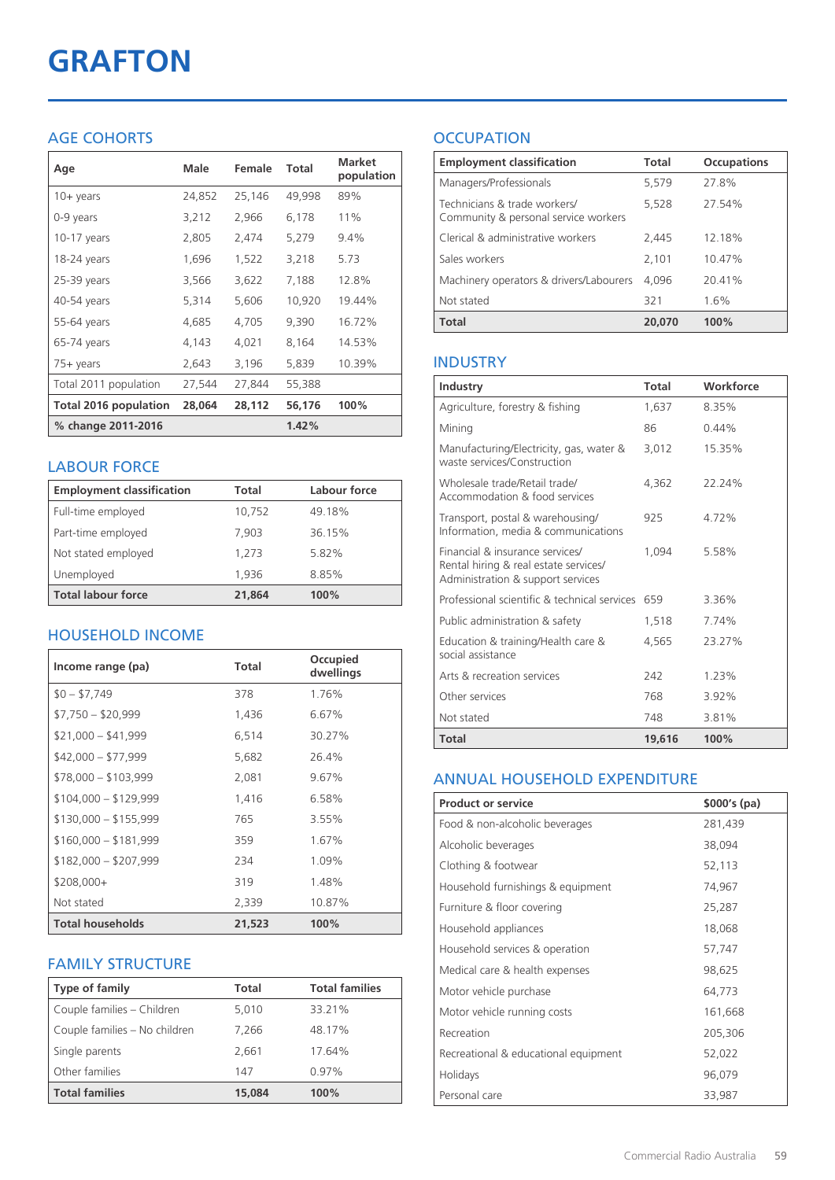# GRAFTON

## AGE COHORTS

| Age | Male | Female | Total | Market population |
|---|---|---|---|---|
| 10+ years | 24,852 | 25,146 | 49,998 | 89% |
| 0-9 years | 3,212 | 2,966 | 6,178 | 11% |
| 10-17 years | 2,805 | 2,474 | 5,279 | 9.4% |
| 18-24 years | 1,696 | 1,522 | 3,218 | 5.73 |
| 25-39 years | 3,566 | 3,622 | 7,188 | 12.8% |
| 40-54 years | 5,314 | 5,606 | 10,920 | 19.44% |
| 55-64 years | 4,685 | 4,705 | 9,390 | 16.72% |
| 65-74 years | 4,143 | 4,021 | 8,164 | 14.53% |
| 75+ years | 2,643 | 3,196 | 5,839 | 10.39% |
| Total 2011 population | 27,544 | 27,844 | 55,388 | |
| **Total 2016 population** | **28,064** | **28,112** | **56,176** | **100%** |
| **% change 2011-2016** | | | **1.42%** | |

## LABOUR FORCE

| Employment classification | Total | Labour force |
|---|---|---|
| Full-time employed | 10,752 | 49.18% |
| Part-time employed | 7,903 | 36.15% |
| Not stated employed | 1,273 | 5.82% |
| Unemployed | 1,936 | 8.85% |
| **Total labour force** | **21,864** | **100%** |

## HOUSEHOLD INCOME

| Income range (pa) | Total | Occupied dwellings |
|---|---|---|
| $0 – $7,749 | 378 | 1.76% |
| $7,750 – $20,999 | 1,436 | 6.67% |
| $21,000 – $41,999 | 6,514 | 30.27% |
| $42,000 – $77,999 | 5,682 | 26.4% |
| $78,000 – $103,999 | 2,081 | 9.67% |
| $104,000 – $129,999 | 1,416 | 6.58% |
| $130,000 – $155,999 | 765 | 3.55% |
| $160,000 – $181,999 | 359 | 1.67% |
| $182,000 – $207,999 | 234 | 1.09% |
| $208,000+ | 319 | 1.48% |
| Not stated | 2,339 | 10.87% |
| **Total households** | **21,523** | **100%** |

## FAMILY STRUCTURE

| Type of family | Total | Total families |
|---|---|---|
| Couple families – Children | 5,010 | 33.21% |
| Couple families – No children | 7,266 | 48.17% |
| Single parents | 2,661 | 17.64% |
| Other families | 147 | 0.97% |
| **Total families** | **15,084** | **100%** |

## OCCUPATION

| Employment classification | Total | Occupations |
|---|---|---|
| Managers/Professionals | 5,579 | 27.8% |
| Technicians & trade workers/ Community & personal service workers | 5,528 | 27.54% |
| Clerical & administrative workers | 2,445 | 12.18% |
| Sales workers | 2,101 | 10.47% |
| Machinery operators & drivers/Labourers | 4,096 | 20.41% |
| Not stated | 321 | 1.6% |
| **Total** | **20,070** | **100%** |

## INDUSTRY

| Industry | Total | Workforce |
|---|---|---|
| Agriculture, forestry & fishing | 1,637 | 8.35% |
| Mining | 86 | 0.44% |
| Manufacturing/Electricity, gas, water & waste services/Construction | 3,012 | 15.35% |
| Wholesale trade/Retail trade/ Accommodation & food services | 4,362 | 22.24% |
| Transport, postal & warehousing/ Information, media & communications | 925 | 4.72% |
| Financial & insurance services/ Rental hiring & real estate services/ Administration & support services | 1,094 | 5.58% |
| Professional scientific & technical services | 659 | 3.36% |
| Public administration & safety | 1,518 | 7.74% |
| Education & training/Health care & social assistance | 4,565 | 23.27% |
| Arts & recreation services | 242 | 1.23% |
| Other services | 768 | 3.92% |
| Not stated | 748 | 3.81% |
| **Total** | **19,616** | **100%** |

## ANNUAL HOUSEHOLD EXPENDITURE

| Product or service | $000's (pa) |
|---|---|
| Food & non-alcoholic beverages | 281,439 |
| Alcoholic beverages | 38,094 |
| Clothing & footwear | 52,113 |
| Household furnishings & equipment | 74,967 |
| Furniture & floor covering | 25,287 |
| Household appliances | 18,068 |
| Household services & operation | 57,747 |
| Medical care & health expenses | 98,625 |
| Motor vehicle purchase | 64,773 |
| Motor vehicle running costs | 161,668 |
| Recreation | 205,306 |
| Recreational & educational equipment | 52,022 |
| Holidays | 96,079 |
| Personal care | 33,987 |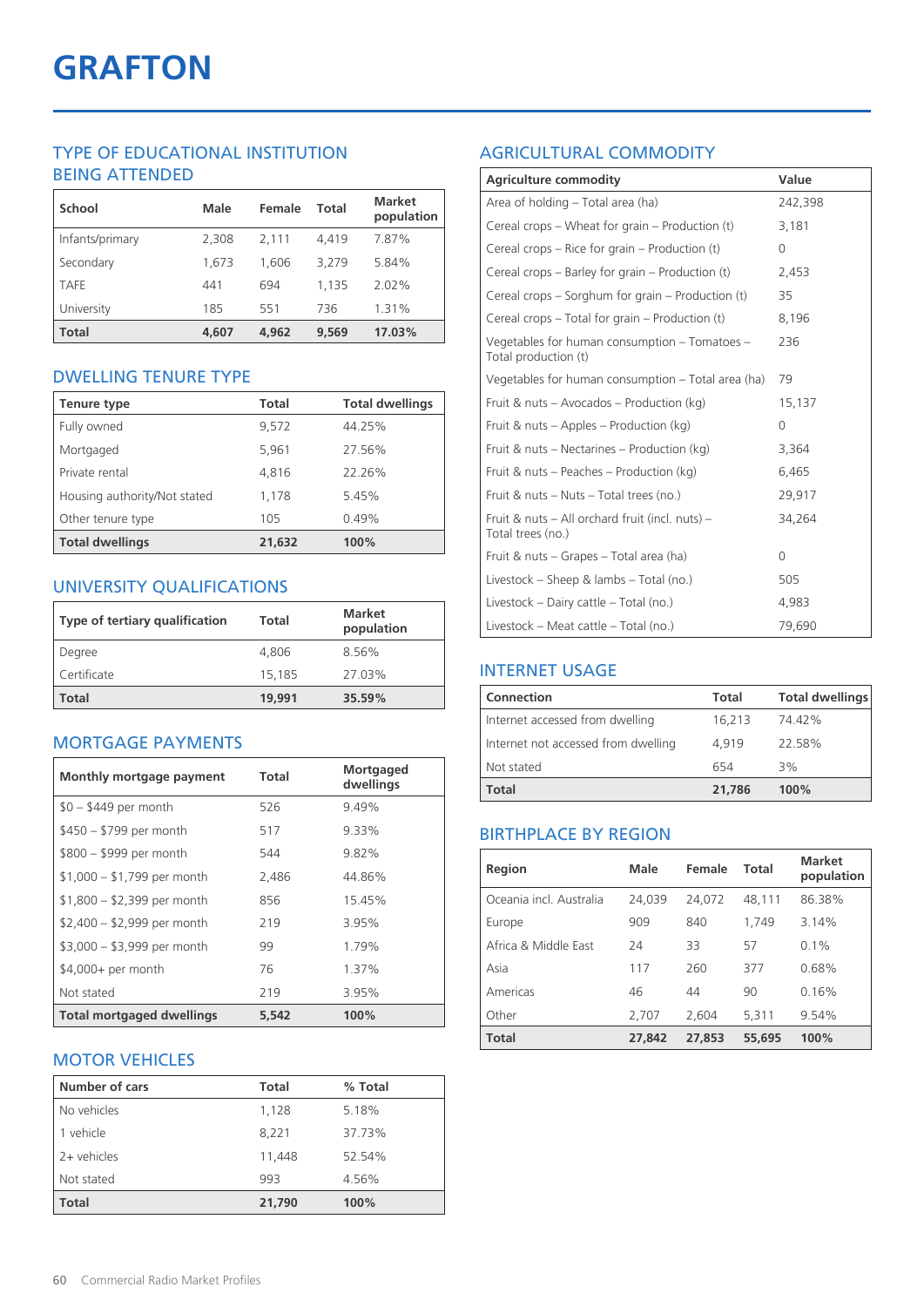# GRAFTON

## TYPE OF EDUCATIONAL INSTITUTION BEING ATTENDED

| School | Male | Female | Total | Market population |
|---|---|---|---|---|
| Infants/primary | 2,308 | 2,111 | 4,419 | 7.87% |
| Secondary | 1,673 | 1,606 | 3,279 | 5.84% |
| TAFE | 441 | 694 | 1,135 | 2.02% |
| University | 185 | 551 | 736 | 1.31% |
| **Total** | **4,607** | **4,962** | **9,569** | **17.03%** |

## DWELLING TENURE TYPE

| Tenure type | Total | Total dwellings |
|---|---|---|
| Fully owned | 9,572 | 44.25% |
| Mortgaged | 5,961 | 27.56% |
| Private rental | 4,816 | 22.26% |
| Housing authority/Not stated | 1,178 | 5.45% |
| Other tenure type | 105 | 0.49% |
| **Total dwellings** | **21,632** | **100%** |

## UNIVERSITY QUALIFICATIONS

| Type of tertiary qualification | Total | Market population |
|---|---|---|
| Degree | 4,806 | 8.56% |
| Certificate | 15,185 | 27.03% |
| **Total** | **19,991** | **35.59%** |

## MORTGAGE PAYMENTS

| Monthly mortgage payment | Total | Mortgaged dwellings |
|---|---|---|
| $0 – $449 per month | 526 | 9.49% |
| $450 – $799 per month | 517 | 9.33% |
| $800 – $999 per month | 544 | 9.82% |
| $1,000 – $1,799 per month | 2,486 | 44.86% |
| $1,800 – $2,399 per month | 856 | 15.45% |
| $2,400 – $2,999 per month | 219 | 3.95% |
| $3,000 – $3,999 per month | 99 | 1.79% |
| $4,000+ per month | 76 | 1.37% |
| Not stated | 219 | 3.95% |
| **Total mortgaged dwellings** | **5,542** | **100%** |

## MOTOR VEHICLES

| Number of cars | Total | % Total |
|---|---|---|
| No vehicles | 1,128 | 5.18% |
| 1 vehicle | 8,221 | 37.73% |
| 2+ vehicles | 11,448 | 52.54% |
| Not stated | 993 | 4.56% |
| **Total** | **21,790** | **100%** |

## AGRICULTURAL COMMODITY

| Agriculture commodity | Value |
|---|---|
| Area of holding – Total area (ha) | 242,398 |
| Cereal crops – Wheat for grain – Production (t) | 3,181 |
| Cereal crops – Rice for grain – Production (t) | 0 |
| Cereal crops – Barley for grain – Production (t) | 2,453 |
| Cereal crops – Sorghum for grain – Production (t) | 35 |
| Cereal crops – Total for grain – Production (t) | 8,196 |
| Vegetables for human consumption – Tomatoes – Total production (t) | 236 |
| Vegetables for human consumption – Total area (ha) | 79 |
| Fruit & nuts – Avocados – Production (kg) | 15,137 |
| Fruit & nuts – Apples – Production (kg) | 0 |
| Fruit & nuts – Nectarines – Production (kg) | 3,364 |
| Fruit & nuts – Peaches – Production (kg) | 6,465 |
| Fruit & nuts – Nuts – Total trees (no.) | 29,917 |
| Fruit & nuts – All orchard fruit (incl. nuts) – Total trees (no.) | 34,264 |
| Fruit & nuts – Grapes – Total area (ha) | 0 |
| Livestock – Sheep & lambs – Total (no.) | 505 |
| Livestock – Dairy cattle – Total (no.) | 4,983 |
| Livestock – Meat cattle – Total (no.) | 79,690 |

## INTERNET USAGE

| Connection | Total | Total dwellings |
|---|---|---|
| Internet accessed from dwelling | 16,213 | 74.42% |
| Internet not accessed from dwelling | 4,919 | 22.58% |
| Not stated | 654 | 3% |
| **Total** | **21,786** | **100%** |

## BIRTHPLACE BY REGION

| Region | Male | Female | Total | Market population |
|---|---|---|---|---|
| Oceania incl. Australia | 24,039 | 24,072 | 48,111 | 86.38% |
| Europe | 909 | 840 | 1,749 | 3.14% |
| Africa & Middle East | 24 | 33 | 57 | 0.1% |
| Asia | 117 | 260 | 377 | 0.68% |
| Americas | 46 | 44 | 90 | 0.16% |
| Other | 2,707 | 2,604 | 5,311 | 9.54% |
| **Total** | **27,842** | **27,853** | **55,695** | **100%** |